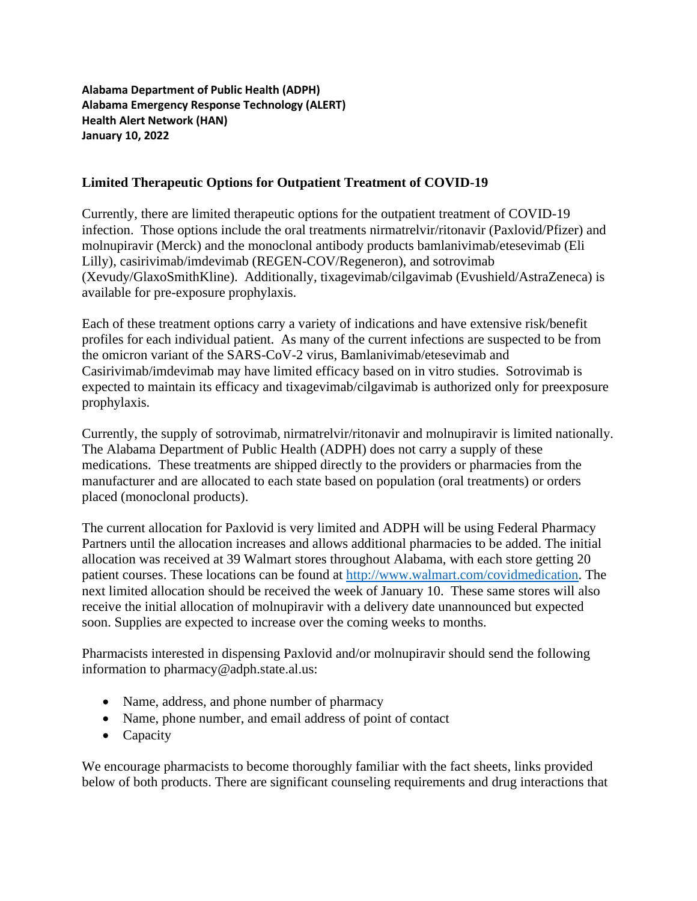**Alabama Department of Public Health (ADPH)**
**Alabama Emergency Response Technology (ALERT)**
**Health Alert Network (HAN)**
**January 10, 2022**

## Limited Therapeutic Options for Outpatient Treatment of COVID-19

Currently, there are limited therapeutic options for the outpatient treatment of COVID-19 infection. Those options include the oral treatments nirmatrelvir/ritonavir (Paxlovid/Pfizer) and molnupiravir (Merck) and the monoclonal antibody products bamlanivimab/etesevimab (Eli Lilly), casirivimab/imdevimab (REGEN-COV/Regeneron), and sotrovimab (Xevudy/GlaxoSmithKline). Additionally, tixagevimab/cilgavimab (Evushield/AstraZeneca) is available for pre-exposure prophylaxis.

Each of these treatment options carry a variety of indications and have extensive risk/benefit profiles for each individual patient. As many of the current infections are suspected to be from the omicron variant of the SARS-CoV-2 virus, Bamlanivimab/etesevimab and Casirivimab/imdevimab may have limited efficacy based on in vitro studies. Sotrovimab is expected to maintain its efficacy and tixagevimab/cilgavimab is authorized only for preexposure prophylaxis.

Currently, the supply of sotrovimab, nirmatrelvir/ritonavir and molnupiravir is limited nationally. The Alabama Department of Public Health (ADPH) does not carry a supply of these medications. These treatments are shipped directly to the providers or pharmacies from the manufacturer and are allocated to each state based on population (oral treatments) or orders placed (monoclonal products).

The current allocation for Paxlovid is very limited and ADPH will be using Federal Pharmacy Partners until the allocation increases and allows additional pharmacies to be added. The initial allocation was received at 39 Walmart stores throughout Alabama, with each store getting 20 patient courses. These locations can be found at [http://www.walmart.com/covidmedication](http://www.walmart.com/covidmedication). The next limited allocation should be received the week of January 10. These same stores will also receive the initial allocation of molnupiravir with a delivery date unannounced but expected soon. Supplies are expected to increase over the coming weeks to months.

Pharmacists interested in dispensing Paxlovid and/or molnupiravir should send the following information to pharmacy@adph.state.al.us:

- Name, address, and phone number of pharmacy
- Name, phone number, and email address of point of contact
- Capacity

We encourage pharmacists to become thoroughly familiar with the fact sheets, links provided below of both products. There are significant counseling requirements and drug interactions that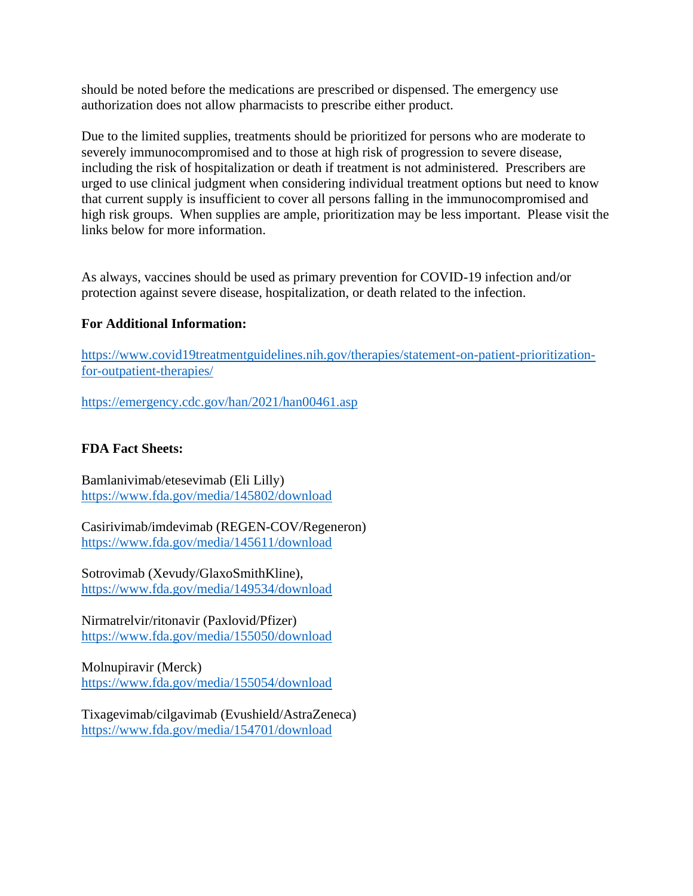should be noted before the medications are prescribed or dispensed. The emergency use authorization does not allow pharmacists to prescribe either product.

Due to the limited supplies, treatments should be prioritized for persons who are moderate to severely immunocompromised and to those at high risk of progression to severe disease, including the risk of hospitalization or death if treatment is not administered. Prescribers are urged to use clinical judgment when considering individual treatment options but need to know that current supply is insufficient to cover all persons falling in the immunocompromised and high risk groups. When supplies are ample, prioritization may be less important. Please visit the links below for more information.

As always, vaccines should be used as primary prevention for COVID-19 infection and/or protection against severe disease, hospitalization, or death related to the infection.

**For Additional Information:**

https://www.covid19treatmentguidelines.nih.gov/therapies/statement-on-patient-prioritization-for-outpatient-therapies/

https://emergency.cdc.gov/han/2021/han00461.asp

**FDA Fact Sheets:**

Bamlanivimab/etesevimab (Eli Lilly)
https://www.fda.gov/media/145802/download

Casirivimab/imdevimab (REGEN-COV/Regeneron)
https://www.fda.gov/media/145611/download

Sotrovimab (Xevudy/GlaxoSmithKline),
https://www.fda.gov/media/149534/download

Nirmatrelvir/ritonavir (Paxlovid/Pfizer)
https://www.fda.gov/media/155050/download

Molnupiravir (Merck)
https://www.fda.gov/media/155054/download

Tixagevimab/cilgavimab (Evushield/AstraZeneca)
https://www.fda.gov/media/154701/download